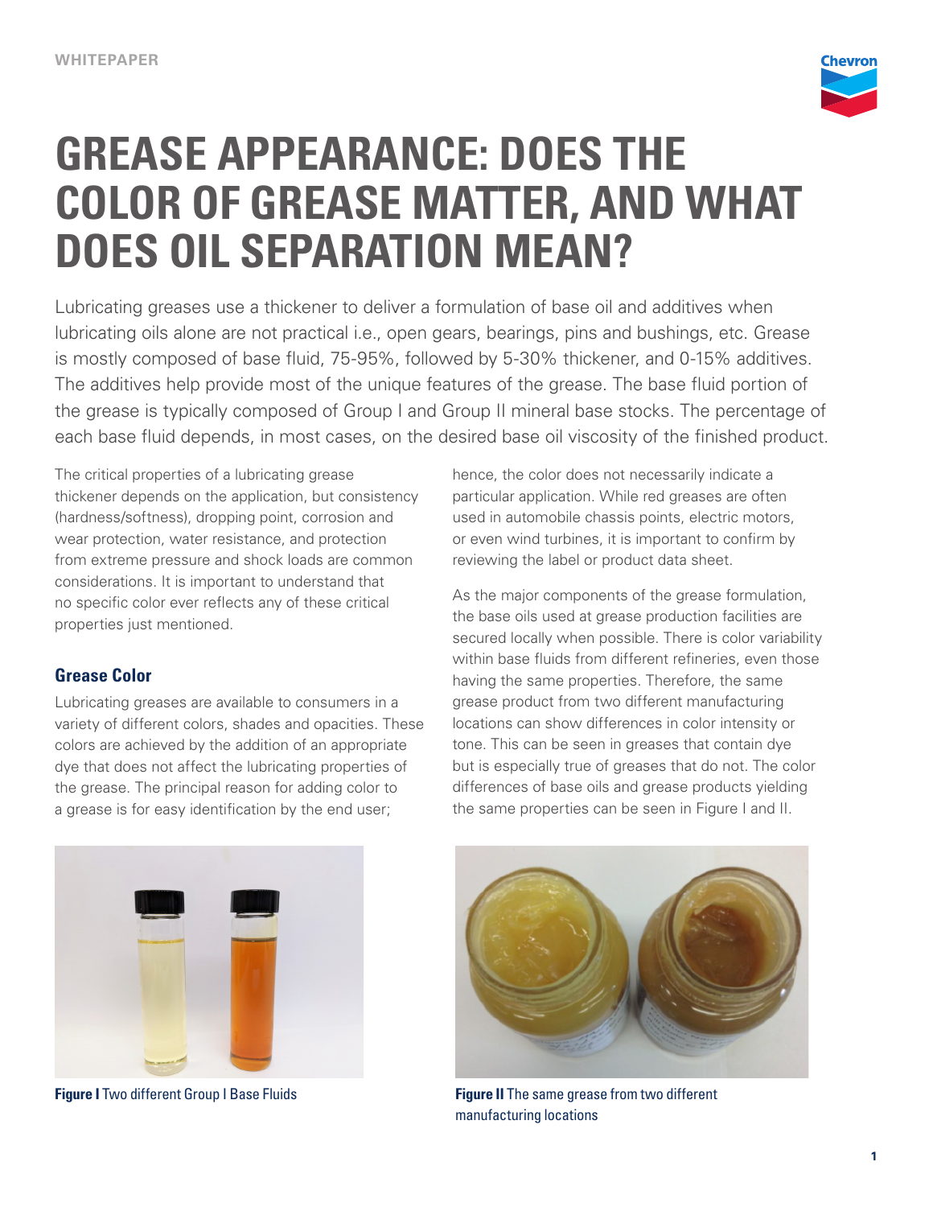WHITEPAPER

# GREASE APPEARANCE: DOES THE COLOR OF GREASE MATTER, AND WHAT DOES OIL SEPARATION MEAN?

Lubricating greases use a thickener to deliver a formulation of base oil and additives when lubricating oils alone are not practical i.e., open gears, bearings, pins and bushings, etc. Grease is mostly composed of base fluid, 75-95%, followed by 5-30% thickener, and 0-15% additives. The additives help provide most of the unique features of the grease. The base fluid portion of the grease is typically composed of Group I and Group II mineral base stocks. The percentage of each base fluid depends, in most cases, on the desired base oil viscosity of the finished product.

The critical properties of a lubricating grease thickener depends on the application, but consistency (hardness/softness), dropping point, corrosion and wear protection, water resistance, and protection from extreme pressure and shock loads are common considerations. It is important to understand that no specific color ever reflects any of these critical properties just mentioned.

## Grease Color

Lubricating greases are available to consumers in a variety of different colors, shades and opacities. These colors are achieved by the addition of an appropriate dye that does not affect the lubricating properties of the grease. The principal reason for adding color to a grease is for easy identification by the end user; hence, the color does not necessarily indicate a particular application. While red greases are often used in automobile chassis points, electric motors, or even wind turbines, it is important to confirm by reviewing the label or product data sheet.

As the major components of the grease formulation, the base oils used at grease production facilities are secured locally when possible. There is color variability within base fluids from different refineries, even those having the same properties. Therefore, the same grease product from two different manufacturing locations can show differences in color intensity or tone. This can be seen in greases that contain dye but is especially true of greases that do not. The color differences of base oils and grease products yielding the same properties can be seen in Figure I and II.

**Figure I** Two different Group I Base Fluids

**Figure II** The same grease from two different manufacturing locations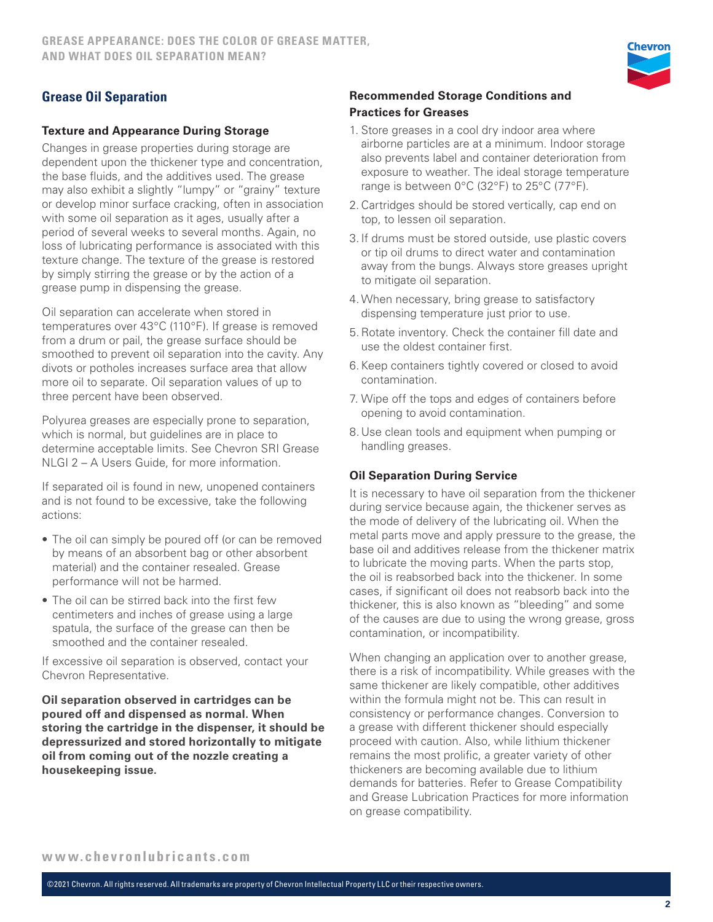## Grease Oil Separation

### Texture and Appearance During Storage

Changes in grease properties during storage are dependent upon the thickener type and concentration, the base fluids, and the additives used. The grease may also exhibit a slightly "lumpy" or "grainy" texture or develop minor surface cracking, often in association with some oil separation as it ages, usually after a period of several weeks to several months. Again, no loss of lubricating performance is associated with this texture change. The texture of the grease is restored by simply stirring the grease or by the action of a grease pump in dispensing the grease.

Oil separation can accelerate when stored in temperatures over 43°C (110°F). If grease is removed from a drum or pail, the grease surface should be smoothed to prevent oil separation into the cavity. Any divots or potholes increases surface area that allow more oil to separate. Oil separation values of up to three percent have been observed.

Polyurea greases are especially prone to separation, which is normal, but guidelines are in place to determine acceptable limits. See Chevron SRI Grease NLGI 2 – A Users Guide, for more information.

If separated oil is found in new, unopened containers and is not found to be excessive, take the following actions:

- The oil can simply be poured off (or can be removed by means of an absorbent bag or other absorbent material) and the container resealed. Grease performance will not be harmed.
- The oil can be stirred back into the first few centimeters and inches of grease using a large spatula, the surface of the grease can then be smoothed and the container resealed.

If excessive oil separation is observed, contact your Chevron Representative.

**Oil separation observed in cartridges can be poured off and dispensed as normal. When storing the cartridge in the dispenser, it should be depressurized and stored horizontally to mitigate oil from coming out of the nozzle creating a housekeeping issue.**

### Recommended Storage Conditions and Practices for Greases

1. Store greases in a cool dry indoor area where airborne particles are at a minimum. Indoor storage also prevents label and container deterioration from exposure to weather. The ideal storage temperature range is between 0°C (32°F) to 25°C (77°F).
2. Cartridges should be stored vertically, cap end on top, to lessen oil separation.
3. If drums must be stored outside, use plastic covers or tip oil drums to direct water and contamination away from the bungs. Always store greases upright to mitigate oil separation.
4. When necessary, bring grease to satisfactory dispensing temperature just prior to use.
5. Rotate inventory. Check the container fill date and use the oldest container first.
6. Keep containers tightly covered or closed to avoid contamination.
7. Wipe off the tops and edges of containers before opening to avoid contamination.
8. Use clean tools and equipment when pumping or handling greases.

### Oil Separation During Service

It is necessary to have oil separation from the thickener during service because again, the thickener serves as the mode of delivery of the lubricating oil. When the metal parts move and apply pressure to the grease, the base oil and additives release from the thickener matrix to lubricate the moving parts. When the parts stop, the oil is reabsorbed back into the thickener. In some cases, if significant oil does not reabsorb back into the thickener, this is also known as "bleeding" and some of the causes are due to using the wrong grease, gross contamination, or incompatibility.

When changing an application over to another grease, there is a risk of incompatibility. While greases with the same thickener are likely compatible, other additives within the formula might not be. This can result in consistency or performance changes. Conversion to a grease with different thickener should especially proceed with caution. Also, while lithium thickener remains the most prolific, a greater variety of other thickeners are becoming available due to lithium demands for batteries. Refer to Grease Compatibility and Grease Lubrication Practices for more information on grease compatibility.

www.chevronlubricants.com

©2021 Chevron. All rights reserved. All trademarks are property of Chevron Intellectual Property LLC or their respective owners.